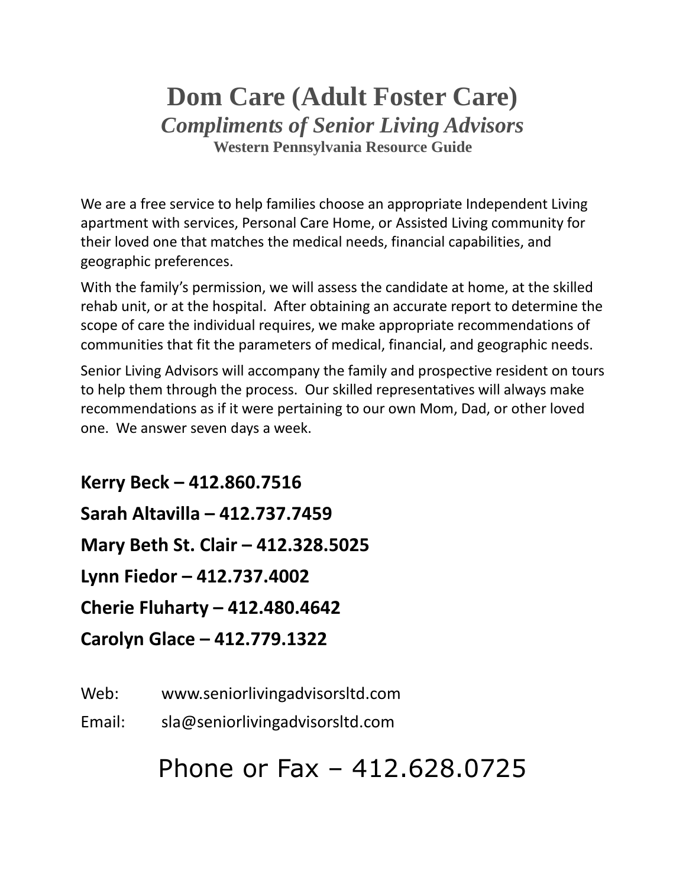# Dom Care (Adult Foster Care)

### *Compliments of Senior Living Advisors*

**Western Pennsylvania Resource Guide**

We are a free service to help families choose an appropriate Independent Living apartment with services, Personal Care Home, or Assisted Living community for their loved one that matches the medical needs, financial capabilities, and geographic preferences.

With the family's permission, we will assess the candidate at home, at the skilled rehab unit, or at the hospital. After obtaining an accurate report to determine the scope of care the individual requires, we make appropriate recommendations of communities that fit the parameters of medical, financial, and geographic needs.

Senior Living Advisors will accompany the family and prospective resident on tours to help them through the process. Our skilled representatives will always make recommendations as if it were pertaining to our own Mom, Dad, or other loved one. We answer seven days a week.

**Kerry Beck – 412.860.7516**

**Sarah Altavilla – 412.737.7459**

**Mary Beth St. Clair – 412.328.5025**

**Lynn Fiedor – 412.737.4002**

**Cherie Fluharty – 412.480.4642**

**Carolyn Glace – 412.779.1322**

Web: www.seniorlivingadvisorsltd.com

Email: sla@seniorlivingadvisorsltd.com

Phone or Fax – 412.628.0725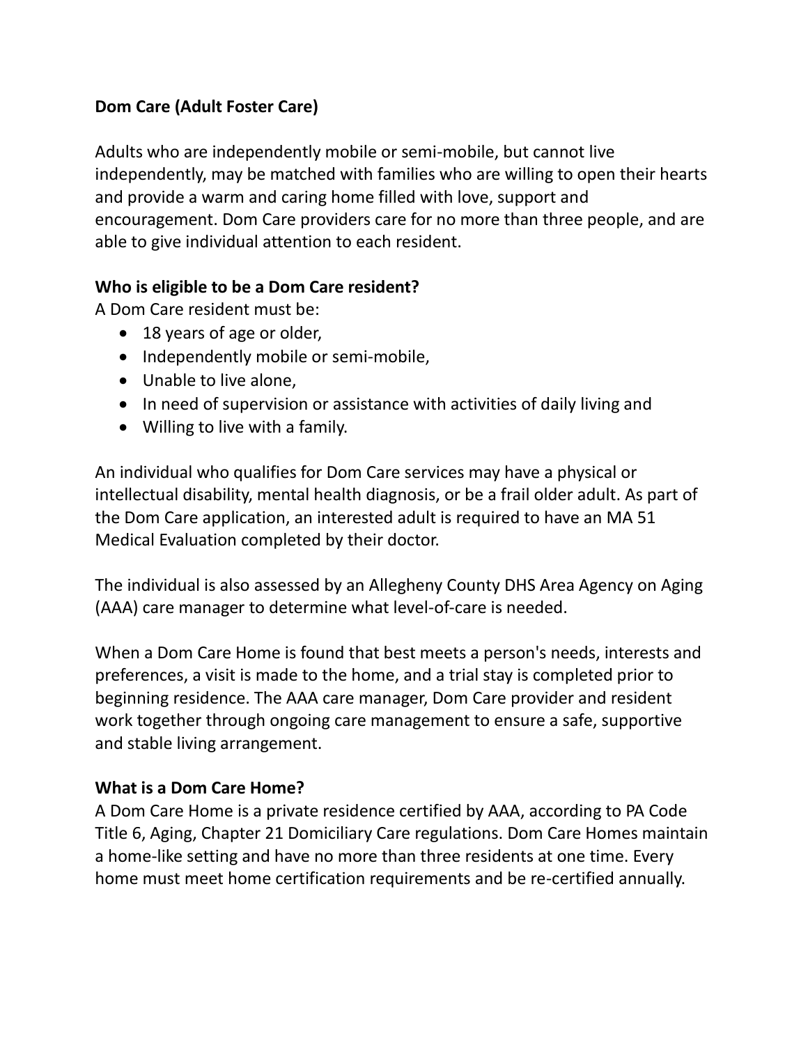**Dom Care (Adult Foster Care)**

Adults who are independently mobile or semi-mobile, but cannot live independently, may be matched with families who are willing to open their hearts and provide a warm and caring home filled with love, support and encouragement. Dom Care providers care for no more than three people, and are able to give individual attention to each resident.

**Who is eligible to be a Dom Care resident?**

A Dom Care resident must be:

- 18 years of age or older,
- Independently mobile or semi-mobile,
- Unable to live alone,
- In need of supervision or assistance with activities of daily living and
- Willing to live with a family.

An individual who qualifies for Dom Care services may have a physical or intellectual disability, mental health diagnosis, or be a frail older adult. As part of the Dom Care application, an interested adult is required to have an MA 51 Medical Evaluation completed by their doctor.

The individual is also assessed by an Allegheny County DHS Area Agency on Aging (AAA) care manager to determine what level-of-care is needed.

When a Dom Care Home is found that best meets a person's needs, interests and preferences, a visit is made to the home, and a trial stay is completed prior to beginning residence. The AAA care manager, Dom Care provider and resident work together through ongoing care management to ensure a safe, supportive and stable living arrangement.

**What is a Dom Care Home?**

A Dom Care Home is a private residence certified by AAA, according to PA Code Title 6, Aging, Chapter 21 Domiciliary Care regulations. Dom Care Homes maintain a home-like setting and have no more than three residents at one time. Every home must meet home certification requirements and be re-certified annually.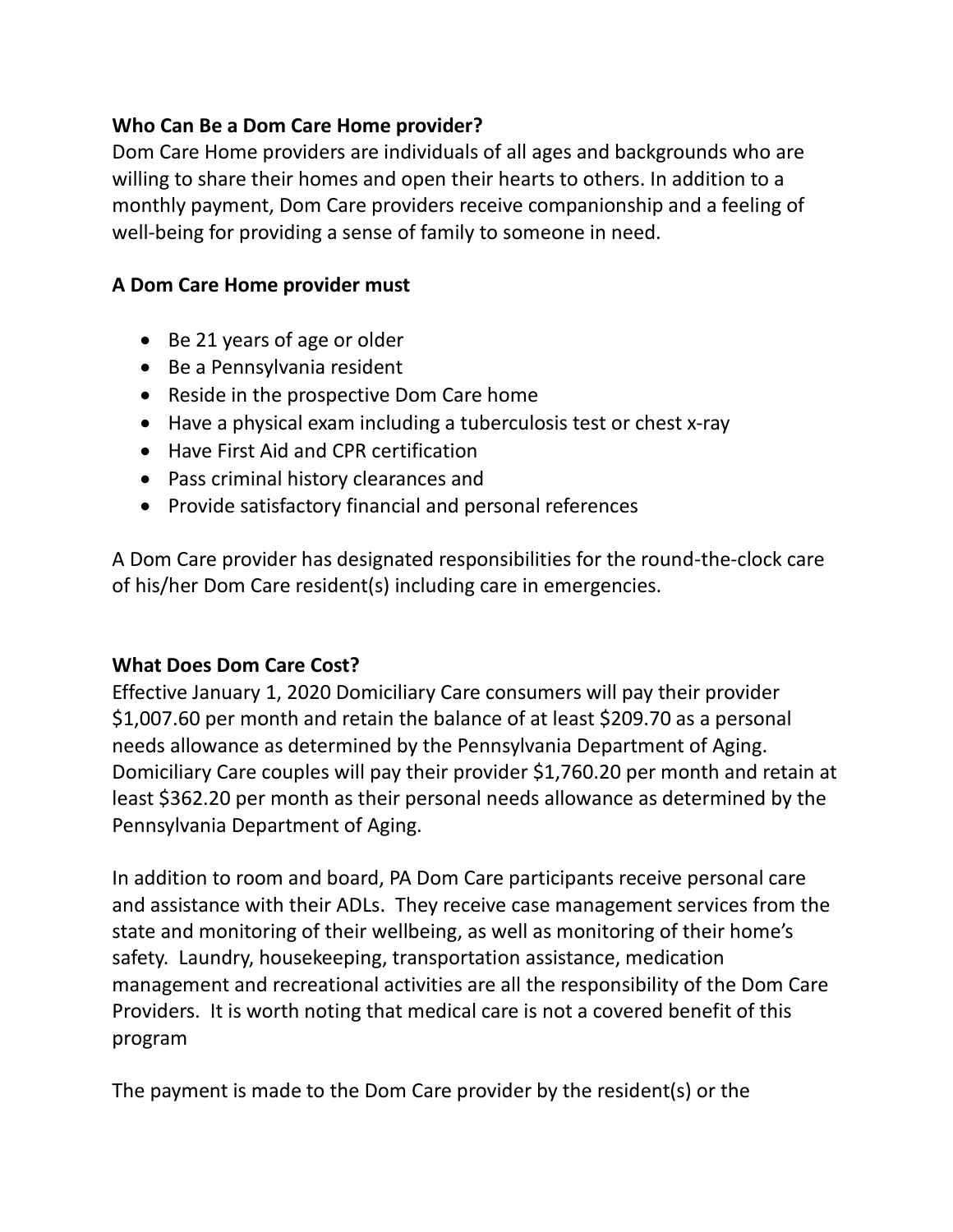**Who Can Be a Dom Care Home provider?**

Dom Care Home providers are individuals of all ages and backgrounds who are willing to share their homes and open their hearts to others. In addition to a monthly payment, Dom Care providers receive companionship and a feeling of well-being for providing a sense of family to someone in need.

**A Dom Care Home provider must**

- Be 21 years of age or older
- Be a Pennsylvania resident
- Reside in the prospective Dom Care home
- Have a physical exam including a tuberculosis test or chest x-ray
- Have First Aid and CPR certification
- Pass criminal history clearances and
- Provide satisfactory financial and personal references

A Dom Care provider has designated responsibilities for the round-the-clock care of his/her Dom Care resident(s) including care in emergencies.

**What Does Dom Care Cost?**

Effective January 1, 2020 Domiciliary Care consumers will pay their provider $1,007.60 per month and retain the balance of at least $209.70 as a personal needs allowance as determined by the Pennsylvania Department of Aging. Domiciliary Care couples will pay their provider $1,760.20 per month and retain at least $362.20 per month as their personal needs allowance as determined by the Pennsylvania Department of Aging.

In addition to room and board, PA Dom Care participants receive personal care and assistance with their ADLs. They receive case management services from the state and monitoring of their wellbeing, as well as monitoring of their home's safety. Laundry, housekeeping, transportation assistance, medication management and recreational activities are all the responsibility of the Dom Care Providers. It is worth noting that medical care is not a covered benefit of this program

The payment is made to the Dom Care provider by the resident(s) or the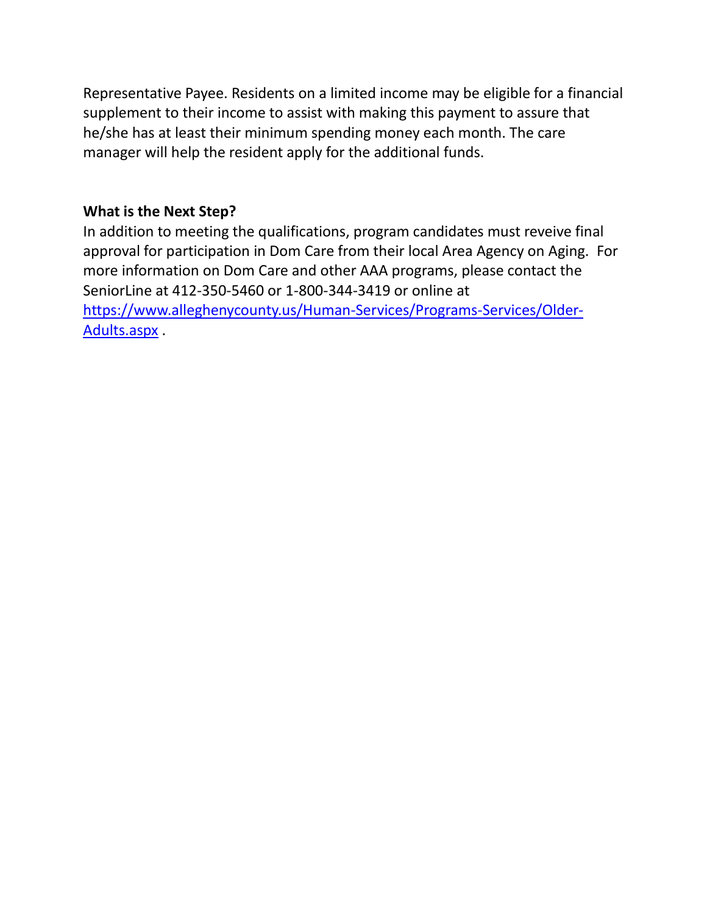Representative Payee. Residents on a limited income may be eligible for a financial supplement to their income to assist with making this payment to assure that he/she has at least their minimum spending money each month. The care manager will help the resident apply for the additional funds.

**What is the Next Step?**

In addition to meeting the qualifications, program candidates must reveive final approval for participation in Dom Care from their local Area Agency on Aging. For more information on Dom Care and other AAA programs, please contact the SeniorLine at 412-350-5460 or 1-800-344-3419 or online at [https://www.alleghenycounty.us/Human-Services/Programs-Services/Older-Adults.aspx](https://www.alleghenycounty.us/Human-Services/Programs-Services/Older-Adults.aspx) .